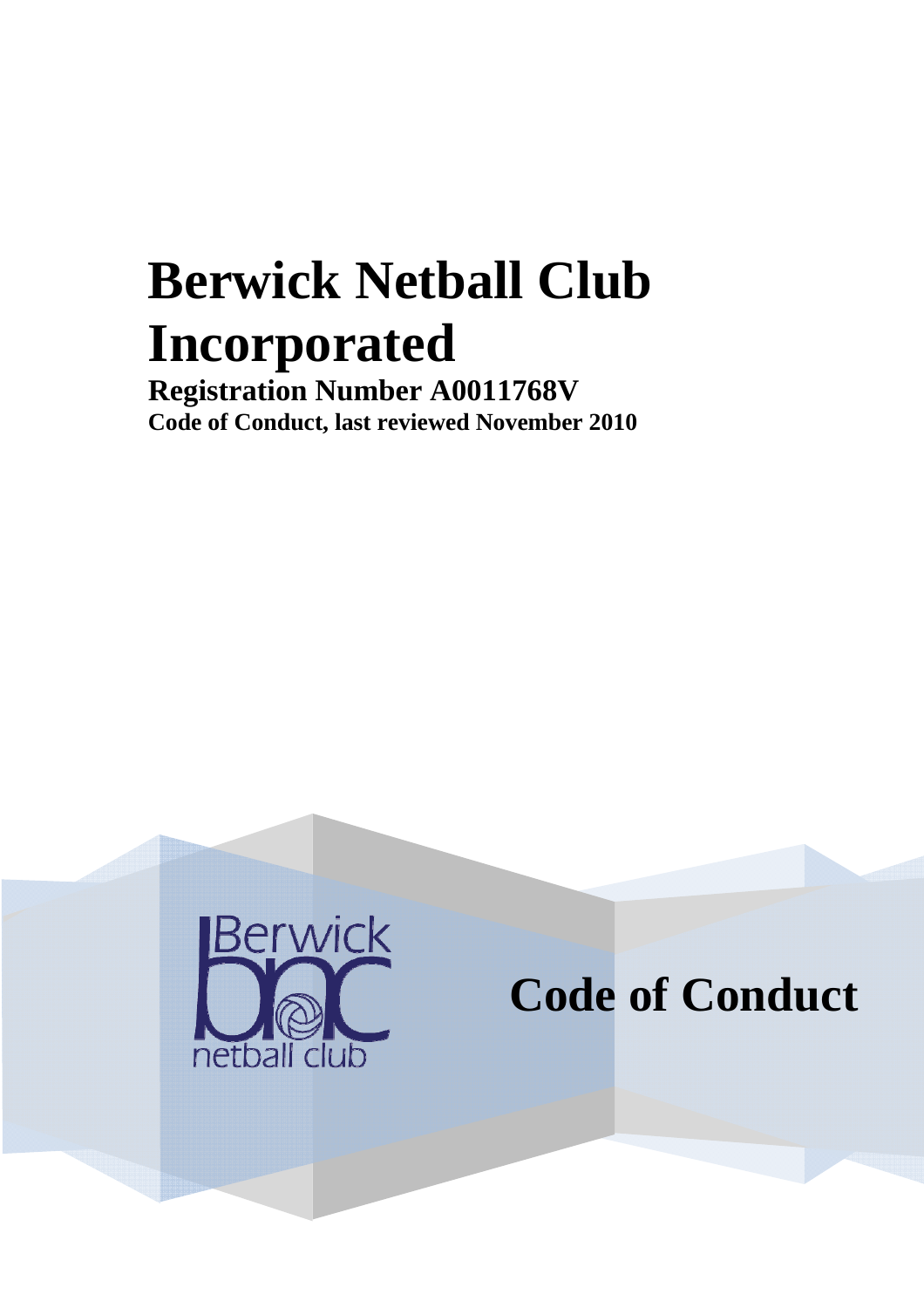# Berwick Netball Club Incorporated

**Registration Number A0011768V**

**Code of Conduct, last reviewed November 2010**

Berwick netball club

# Code of Conduct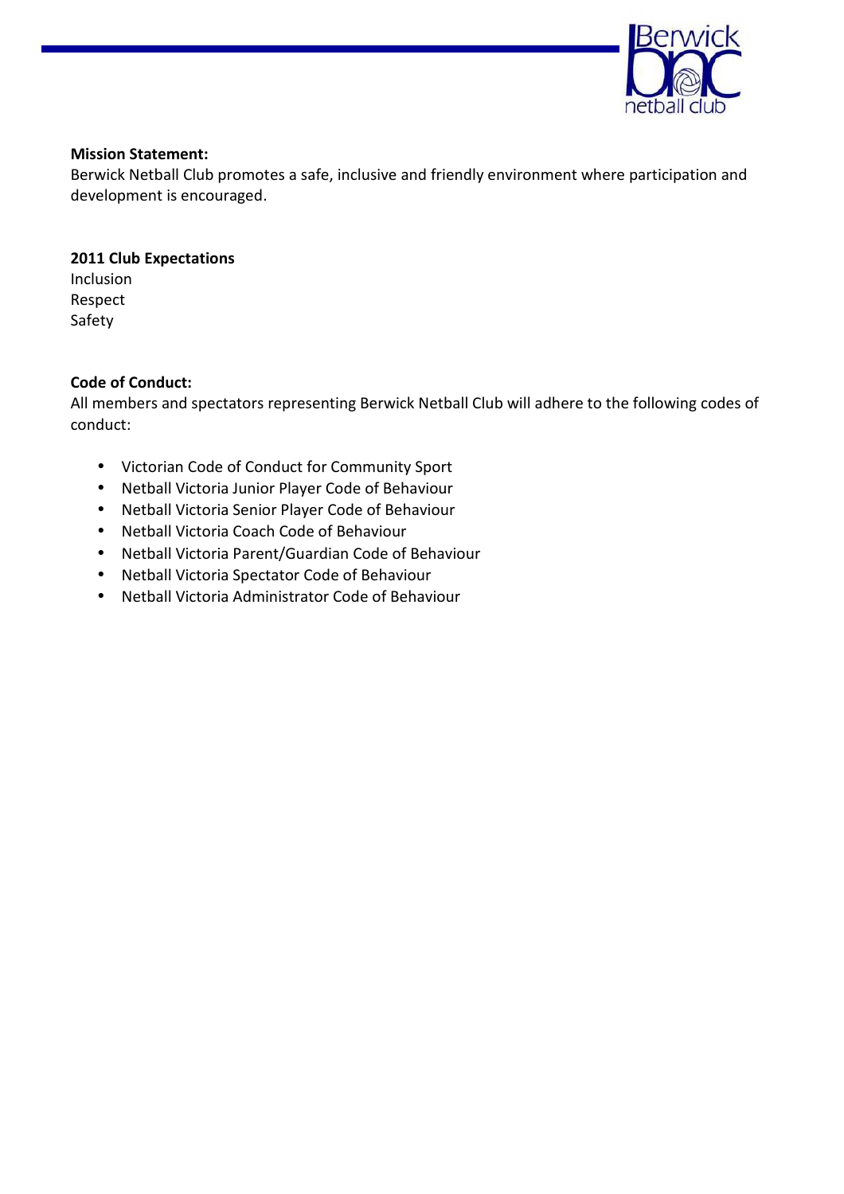**Mission Statement:**

Berwick Netball Club promotes a safe, inclusive and friendly environment where participation and development is encouraged.

**2011 Club Expectations**

Inclusion
Respect
Safety

**Code of Conduct:**

All members and spectators representing Berwick Netball Club will adhere to the following codes of conduct:

- Victorian Code of Conduct for Community Sport
- Netball Victoria Junior Player Code of Behaviour
- Netball Victoria Senior Player Code of Behaviour
- Netball Victoria Coach Code of Behaviour
- Netball Victoria Parent/Guardian Code of Behaviour
- Netball Victoria Spectator Code of Behaviour
- Netball Victoria Administrator Code of Behaviour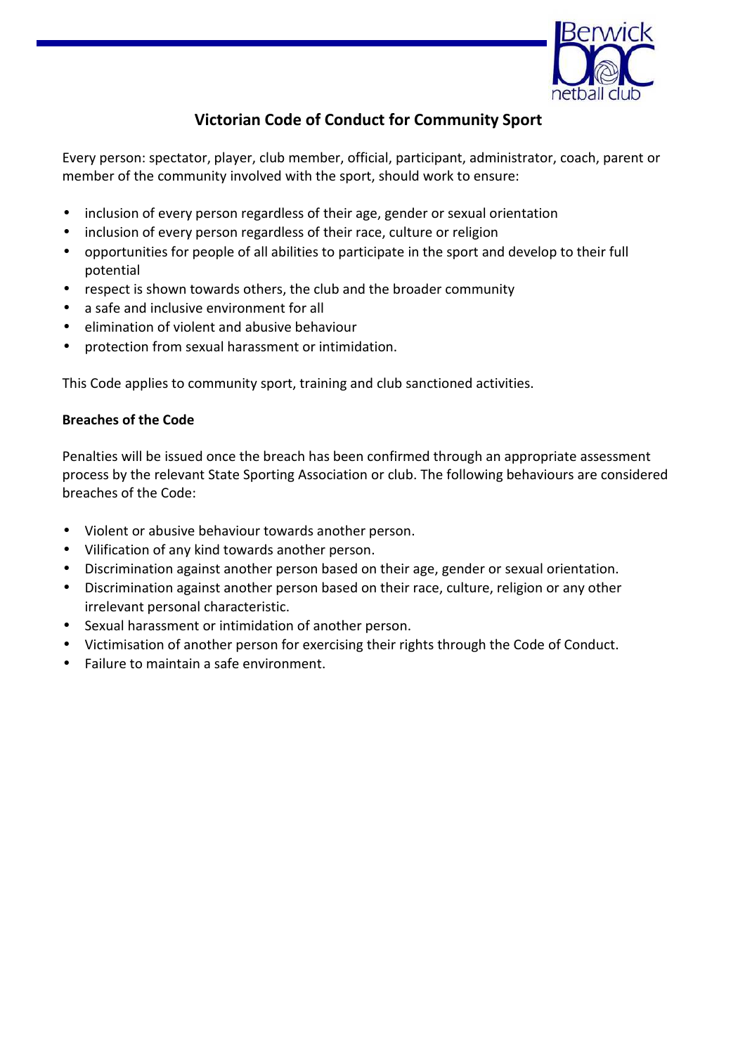# Victorian Code of Conduct for Community Sport

Every person: spectator, player, club member, official, participant, administrator, coach, parent or member of the community involved with the sport, should work to ensure:

- inclusion of every person regardless of their age, gender or sexual orientation
- inclusion of every person regardless of their race, culture or religion
- opportunities for people of all abilities to participate in the sport and develop to their full potential
- respect is shown towards others, the club and the broader community
- a safe and inclusive environment for all
- elimination of violent and abusive behaviour
- protection from sexual harassment or intimidation.

This Code applies to community sport, training and club sanctioned activities.

**Breaches of the Code**

Penalties will be issued once the breach has been confirmed through an appropriate assessment process by the relevant State Sporting Association or club. The following behaviours are considered breaches of the Code:

- Violent or abusive behaviour towards another person.
- Vilification of any kind towards another person.
- Discrimination against another person based on their age, gender or sexual orientation.
- Discrimination against another person based on their race, culture, religion or any other irrelevant personal characteristic.
- Sexual harassment or intimidation of another person.
- Victimisation of another person for exercising their rights through the Code of Conduct.
- Failure to maintain a safe environment.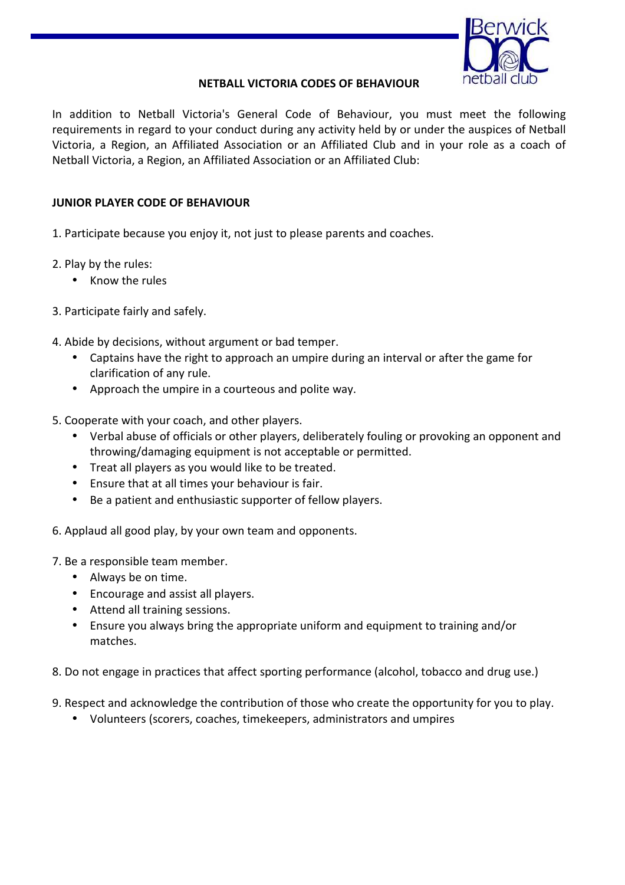## NETBALL VICTORIA CODES OF BEHAVIOUR

In addition to Netball Victoria's General Code of Behaviour, you must meet the following requirements in regard to your conduct during any activity held by or under the auspices of Netball Victoria, a Region, an Affiliated Association or an Affiliated Club and in your role as a coach of Netball Victoria, a Region, an Affiliated Association or an Affiliated Club:

### JUNIOR PLAYER CODE OF BEHAVIOUR

1. Participate because you enjoy it, not just to please parents and coaches.

2. Play by the rules:
   - Know the rules

3. Participate fairly and safely.

4. Abide by decisions, without argument or bad temper.
   - Captains have the right to approach an umpire during an interval or after the game for clarification of any rule.
   - Approach the umpire in a courteous and polite way.

5. Cooperate with your coach, and other players.
   - Verbal abuse of officials or other players, deliberately fouling or provoking an opponent and throwing/damaging equipment is not acceptable or permitted.
   - Treat all players as you would like to be treated.
   - Ensure that at all times your behaviour is fair.
   - Be a patient and enthusiastic supporter of fellow players.

6. Applaud all good play, by your own team and opponents.

7. Be a responsible team member.
   - Always be on time.
   - Encourage and assist all players.
   - Attend all training sessions.
   - Ensure you always bring the appropriate uniform and equipment to training and/or matches.

8. Do not engage in practices that affect sporting performance (alcohol, tobacco and drug use.)

9. Respect and acknowledge the contribution of those who create the opportunity for you to play.
   - Volunteers (scorers, coaches, timekeepers, administrators and umpires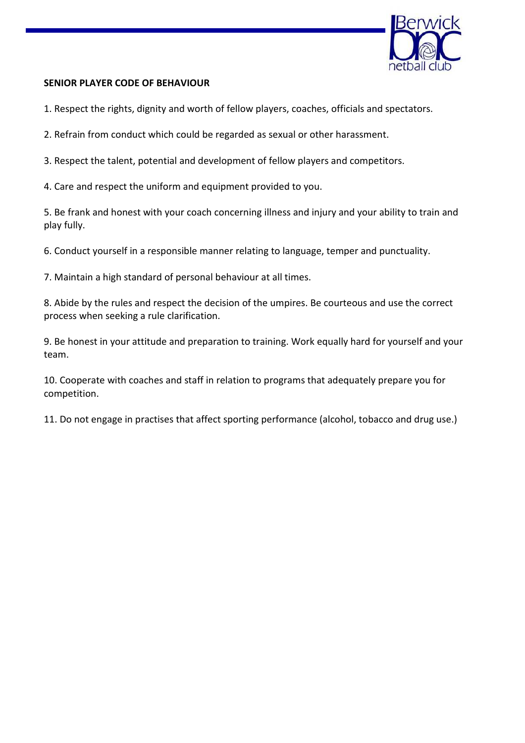**SENIOR PLAYER CODE OF BEHAVIOUR**

1. Respect the rights, dignity and worth of fellow players, coaches, officials and spectators.

2. Refrain from conduct which could be regarded as sexual or other harassment.

3. Respect the talent, potential and development of fellow players and competitors.

4. Care and respect the uniform and equipment provided to you.

5. Be frank and honest with your coach concerning illness and injury and your ability to train and play fully.

6. Conduct yourself in a responsible manner relating to language, temper and punctuality.

7. Maintain a high standard of personal behaviour at all times.

8. Abide by the rules and respect the decision of the umpires. Be courteous and use the correct process when seeking a rule clarification.

9. Be honest in your attitude and preparation to training. Work equally hard for yourself and your team.

10. Cooperate with coaches and staff in relation to programs that adequately prepare you for competition.

11. Do not engage in practises that affect sporting performance (alcohol, tobacco and drug use.)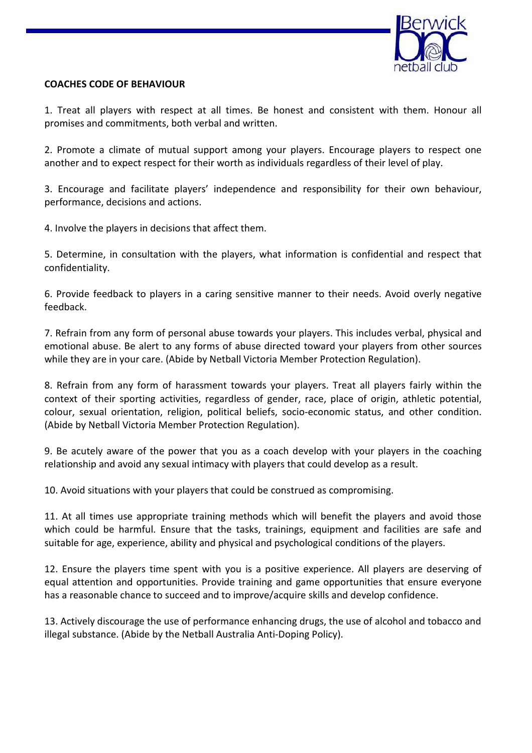**COACHES CODE OF BEHAVIOUR**

1. Treat all players with respect at all times. Be honest and consistent with them. Honour all promises and commitments, both verbal and written.

2. Promote a climate of mutual support among your players. Encourage players to respect one another and to expect respect for their worth as individuals regardless of their level of play.

3. Encourage and facilitate players' independence and responsibility for their own behaviour, performance, decisions and actions.

4. Involve the players in decisions that affect them.

5. Determine, in consultation with the players, what information is confidential and respect that confidentiality.

6. Provide feedback to players in a caring sensitive manner to their needs. Avoid overly negative feedback.

7. Refrain from any form of personal abuse towards your players. This includes verbal, physical and emotional abuse. Be alert to any forms of abuse directed toward your players from other sources while they are in your care. (Abide by Netball Victoria Member Protection Regulation).

8. Refrain from any form of harassment towards your players. Treat all players fairly within the context of their sporting activities, regardless of gender, race, place of origin, athletic potential, colour, sexual orientation, religion, political beliefs, socio-economic status, and other condition. (Abide by Netball Victoria Member Protection Regulation).

9. Be acutely aware of the power that you as a coach develop with your players in the coaching relationship and avoid any sexual intimacy with players that could develop as a result.

10. Avoid situations with your players that could be construed as compromising.

11. At all times use appropriate training methods which will benefit the players and avoid those which could be harmful. Ensure that the tasks, trainings, equipment and facilities are safe and suitable for age, experience, ability and physical and psychological conditions of the players.

12. Ensure the players time spent with you is a positive experience. All players are deserving of equal attention and opportunities. Provide training and game opportunities that ensure everyone has a reasonable chance to succeed and to improve/acquire skills and develop confidence.

13. Actively discourage the use of performance enhancing drugs, the use of alcohol and tobacco and illegal substance. (Abide by the Netball Australia Anti-Doping Policy).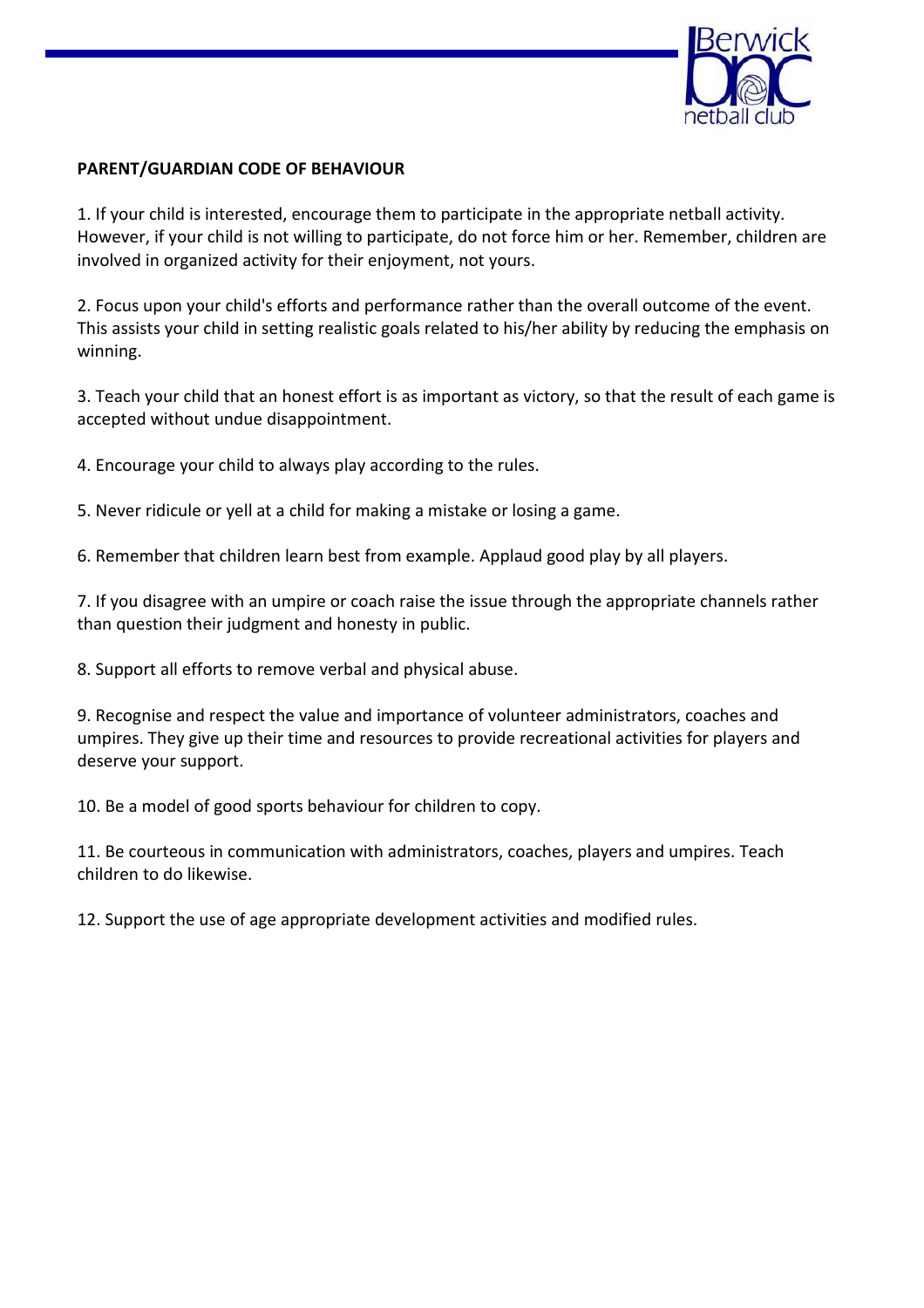**PARENT/GUARDIAN CODE OF BEHAVIOUR**

1. If your child is interested, encourage them to participate in the appropriate netball activity. However, if your child is not willing to participate, do not force him or her. Remember, children are involved in organized activity for their enjoyment, not yours.

2. Focus upon your child's efforts and performance rather than the overall outcome of the event. This assists your child in setting realistic goals related to his/her ability by reducing the emphasis on winning.

3. Teach your child that an honest effort is as important as victory, so that the result of each game is accepted without undue disappointment.

4. Encourage your child to always play according to the rules.

5. Never ridicule or yell at a child for making a mistake or losing a game.

6. Remember that children learn best from example. Applaud good play by all players.

7. If you disagree with an umpire or coach raise the issue through the appropriate channels rather than question their judgment and honesty in public.

8. Support all efforts to remove verbal and physical abuse.

9. Recognise and respect the value and importance of volunteer administrators, coaches and umpires. They give up their time and resources to provide recreational activities for players and deserve your support.

10. Be a model of good sports behaviour for children to copy.

11. Be courteous in communication with administrators, coaches, players and umpires. Teach children to do likewise.

12. Support the use of age appropriate development activities and modified rules.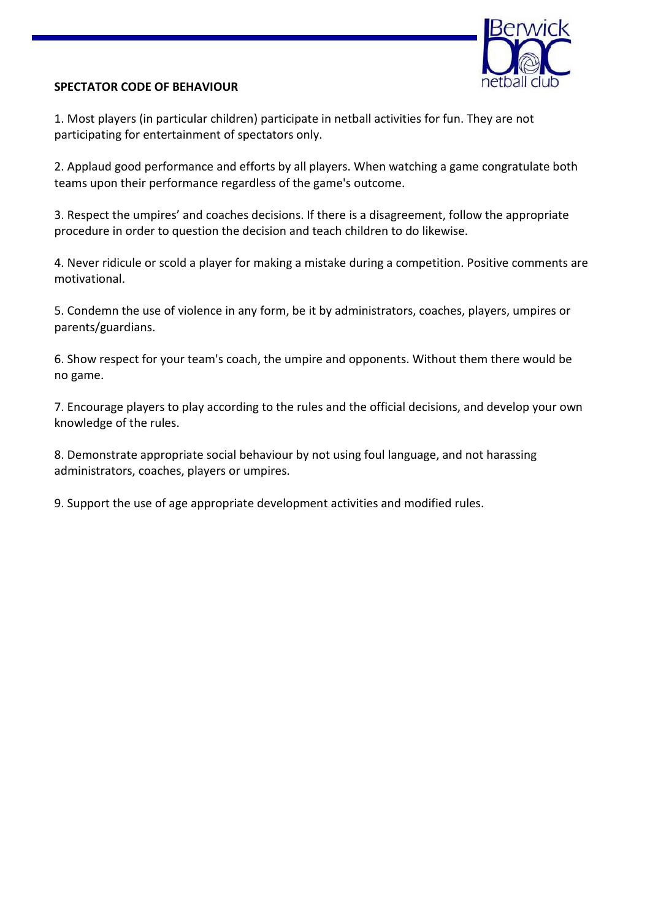**SPECTATOR CODE OF BEHAVIOUR**

1. Most players (in particular children) participate in netball activities for fun. They are not participating for entertainment of spectators only.

2. Applaud good performance and efforts by all players. When watching a game congratulate both teams upon their performance regardless of the game's outcome.

3. Respect the umpires' and coaches decisions. If there is a disagreement, follow the appropriate procedure in order to question the decision and teach children to do likewise.

4. Never ridicule or scold a player for making a mistake during a competition. Positive comments are motivational.

5. Condemn the use of violence in any form, be it by administrators, coaches, players, umpires or parents/guardians.

6. Show respect for your team's coach, the umpire and opponents. Without them there would be no game.

7. Encourage players to play according to the rules and the official decisions, and develop your own knowledge of the rules.

8. Demonstrate appropriate social behaviour by not using foul language, and not harassing administrators, coaches, players or umpires.

9. Support the use of age appropriate development activities and modified rules.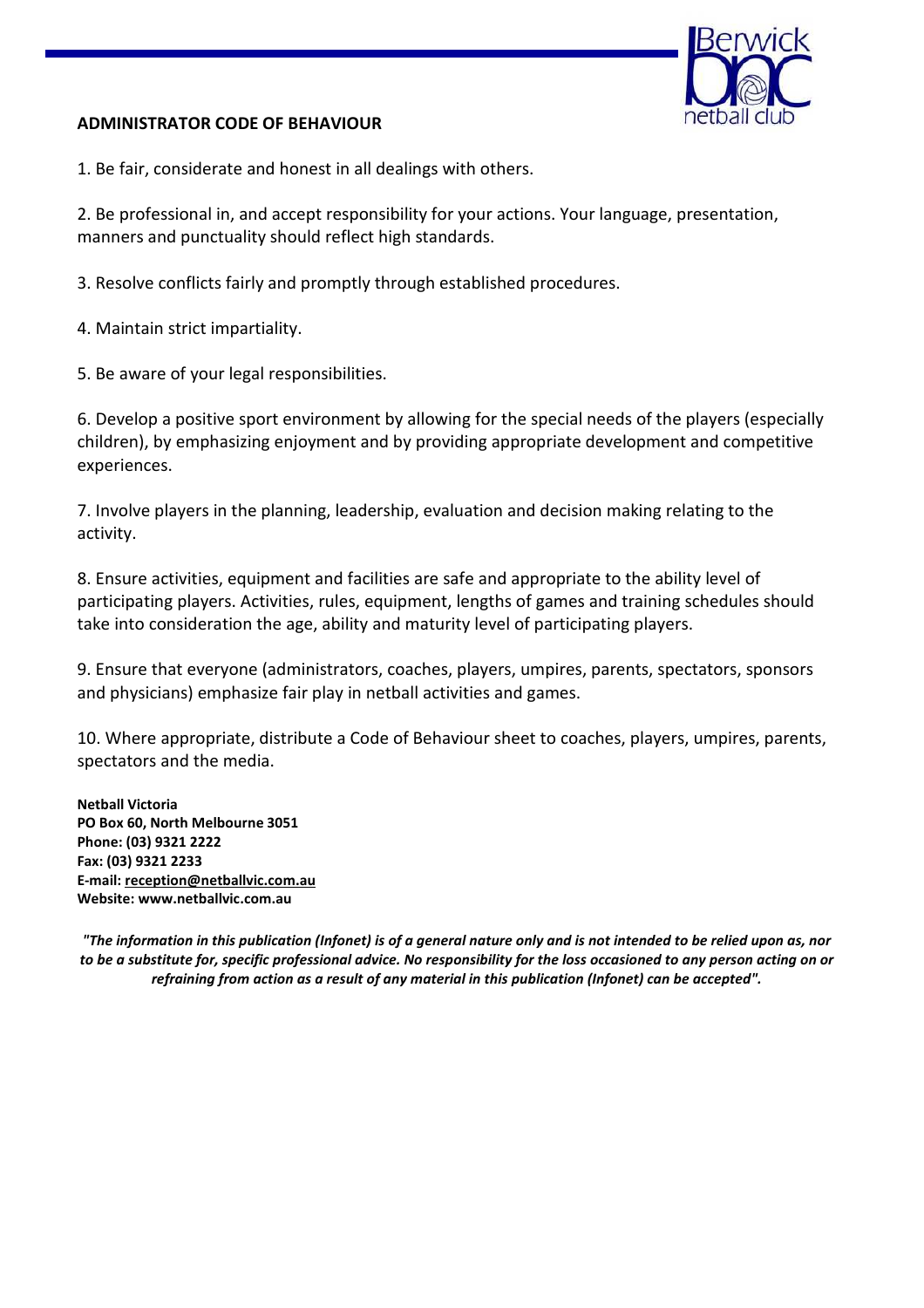## ADMINISTRATOR CODE OF BEHAVIOUR

1. Be fair, considerate and honest in all dealings with others.

2. Be professional in, and accept responsibility for your actions. Your language, presentation, manners and punctuality should reflect high standards.

3. Resolve conflicts fairly and promptly through established procedures.

4. Maintain strict impartiality.

5. Be aware of your legal responsibilities.

6. Develop a positive sport environment by allowing for the special needs of the players (especially children), by emphasizing enjoyment and by providing appropriate development and competitive experiences.

7. Involve players in the planning, leadership, evaluation and decision making relating to the activity.

8. Ensure activities, equipment and facilities are safe and appropriate to the ability level of participating players. Activities, rules, equipment, lengths of games and training schedules should take into consideration the age, ability and maturity level of participating players.

9. Ensure that everyone (administrators, coaches, players, umpires, parents, spectators, sponsors and physicians) emphasize fair play in netball activities and games.

10. Where appropriate, distribute a Code of Behaviour sheet to coaches, players, umpires, parents, spectators and the media.

**Netball Victoria**
**PO Box 60, North Melbourne 3051**
**Phone: (03) 9321 2222**
**Fax: (03) 9321 2233**
**E-mail: reception@netballvic.com.au**
**Website: www.netballvic.com.au**

***"The information in this publication (Infonet) is of a general nature only and is not intended to be relied upon as, nor to be a substitute for, specific professional advice. No responsibility for the loss occasioned to any person acting on or refraining from action as a result of any material in this publication (Infonet) can be accepted".***